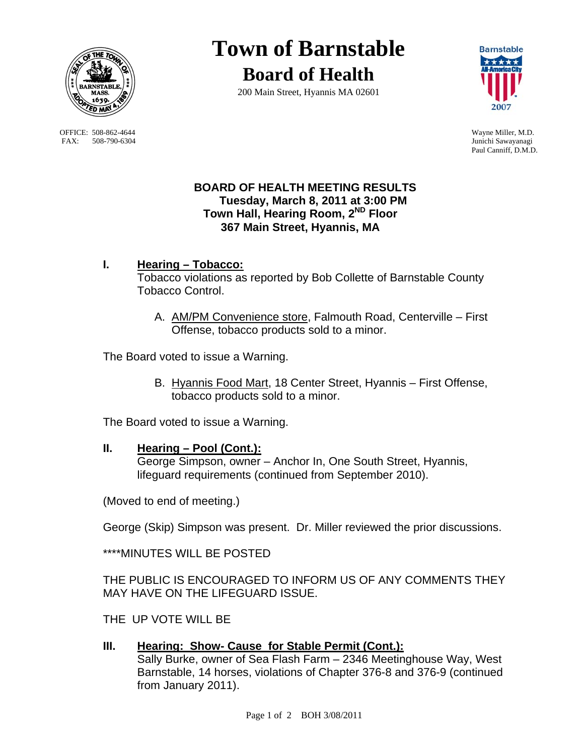# Town of Barnstable

## Board of Health

200 Main Street, Hyannis MA 02601

OFFICE: 508-862-4644
FAX: 508-790-6304

Wayne Miller, M.D.
Junichi Sawayanagi
Paul Canniff, D.M.D.

**BOARD OF HEALTH MEETING RESULTS**
**Tuesday, March 8, 2011 at 3:00 PM**
**Town Hall, Hearing Room, 2ND Floor**
**367 Main Street, Hyannis, MA**

**I. Hearing – Tobacco:**
Tobacco violations as reported by Bob Collette of Barnstable County Tobacco Control.

A. AM/PM Convenience store, Falmouth Road, Centerville – First Offense, tobacco products sold to a minor.

The Board voted to issue a Warning.

B. Hyannis Food Mart, 18 Center Street, Hyannis – First Offense, tobacco products sold to a minor.

The Board voted to issue a Warning.

**II. Hearing – Pool (Cont.):**
George Simpson, owner – Anchor In, One South Street, Hyannis, lifeguard requirements (continued from September 2010).

(Moved to end of meeting.)

George (Skip) Simpson was present. Dr. Miller reviewed the prior discussions.

****MINUTES WILL BE POSTED

THE PUBLIC IS ENCOURAGED TO INFORM US OF ANY COMMENTS THEY MAY HAVE ON THE LIFEGUARD ISSUE.

THE UP VOTE WILL BE

**III. Hearing: Show- Cause for Stable Permit (Cont.):**
Sally Burke, owner of Sea Flash Farm – 2346 Meetinghouse Way, West Barnstable, 14 horses, violations of Chapter 376-8 and 376-9 (continued from January 2011).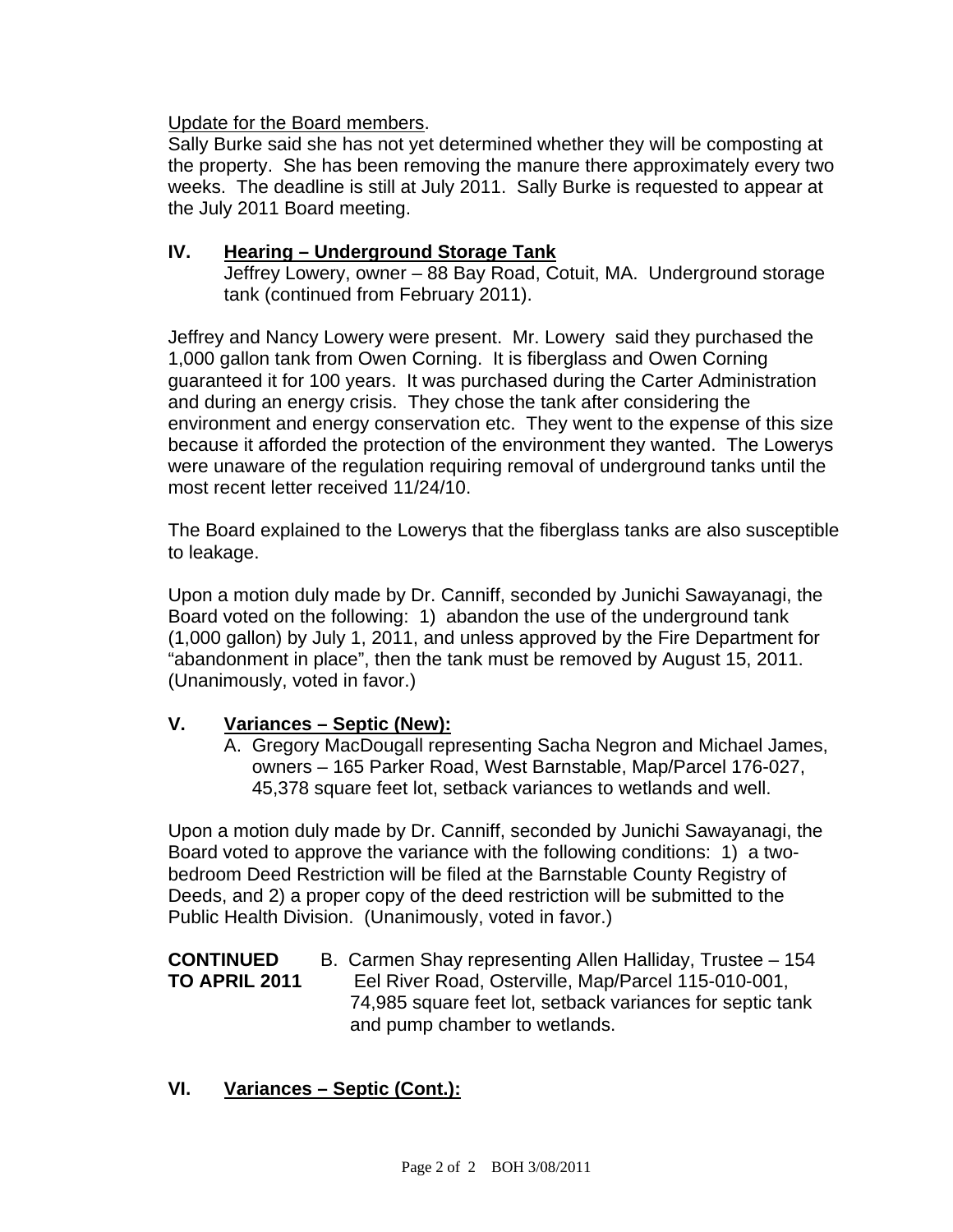Update for the Board members.
Sally Burke said she has not yet determined whether they will be composting at the property. She has been removing the manure there approximately every two weeks. The deadline is still at July 2011. Sally Burke is requested to appear at the July 2011 Board meeting.

## IV. Hearing – Underground Storage Tank

Jeffrey Lowery, owner – 88 Bay Road, Cotuit, MA. Underground storage tank (continued from February 2011).

Jeffrey and Nancy Lowery were present. Mr. Lowery said they purchased the 1,000 gallon tank from Owen Corning. It is fiberglass and Owen Corning guaranteed it for 100 years. It was purchased during the Carter Administration and during an energy crisis. They chose the tank after considering the environment and energy conservation etc. They went to the expense of this size because it afforded the protection of the environment they wanted. The Lowerys were unaware of the regulation requiring removal of underground tanks until the most recent letter received 11/24/10.

The Board explained to the Lowerys that the fiberglass tanks are also susceptible to leakage.

Upon a motion duly made by Dr. Canniff, seconded by Junichi Sawayanagi, the Board voted on the following: 1) abandon the use of the underground tank (1,000 gallon) by July 1, 2011, and unless approved by the Fire Department for "abandonment in place", then the tank must be removed by August 15, 2011. (Unanimously, voted in favor.)

## V. Variances – Septic (New):

A. Gregory MacDougall representing Sacha Negron and Michael James, owners – 165 Parker Road, West Barnstable, Map/Parcel 176-027, 45,378 square feet lot, setback variances to wetlands and well.

Upon a motion duly made by Dr. Canniff, seconded by Junichi Sawayanagi, the Board voted to approve the variance with the following conditions: 1) a two-bedroom Deed Restriction will be filed at the Barnstable County Registry of Deeds, and 2) a proper copy of the deed restriction will be submitted to the Public Health Division. (Unanimously, voted in favor.)

**CONTINUED TO APRIL 2011** B. Carmen Shay representing Allen Halliday, Trustee – 154 Eel River Road, Osterville, Map/Parcel 115-010-001, 74,985 square feet lot, setback variances for septic tank and pump chamber to wetlands.

## VI. Variances – Septic (Cont.):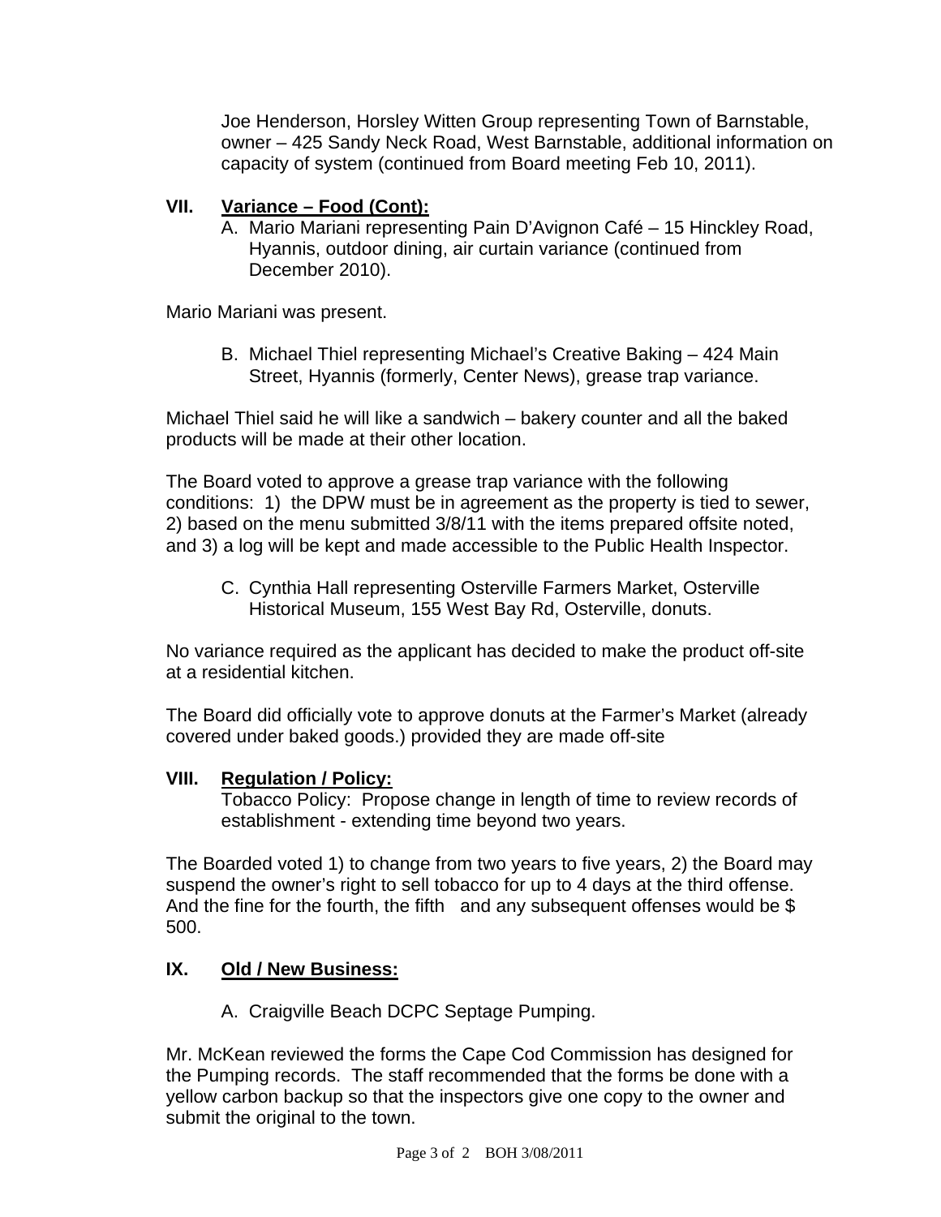Joe Henderson, Horsley Witten Group representing Town of Barnstable, owner – 425 Sandy Neck Road, West Barnstable, additional information on capacity of system (continued from Board meeting Feb 10, 2011).

## VII. Variance – Food (Cont):

A. Mario Mariani representing Pain D'Avignon Café – 15 Hinckley Road, Hyannis, outdoor dining, air curtain variance (continued from December 2010).

Mario Mariani was present.

B. Michael Thiel representing Michael's Creative Baking – 424 Main Street, Hyannis (formerly, Center News), grease trap variance.

Michael Thiel said he will like a sandwich – bakery counter and all the baked products will be made at their other location.

The Board voted to approve a grease trap variance with the following conditions: 1) the DPW must be in agreement as the property is tied to sewer, 2) based on the menu submitted 3/8/11 with the items prepared offsite noted, and 3) a log will be kept and made accessible to the Public Health Inspector.

C. Cynthia Hall representing Osterville Farmers Market, Osterville Historical Museum, 155 West Bay Rd, Osterville, donuts.

No variance required as the applicant has decided to make the product off-site at a residential kitchen.

The Board did officially vote to approve donuts at the Farmer's Market (already covered under baked goods.) provided they are made off-site

## VIII. Regulation / Policy:

Tobacco Policy: Propose change in length of time to review records of establishment - extending time beyond two years.

The Boarded voted 1) to change from two years to five years, 2) the Board may suspend the owner's right to sell tobacco for up to 4 days at the third offense. And the fine for the fourth, the fifth and any subsequent offenses would be $ 500.

## IX. Old / New Business:

A. Craigville Beach DCPC Septage Pumping.

Mr. McKean reviewed the forms the Cape Cod Commission has designed for the Pumping records. The staff recommended that the forms be done with a yellow carbon backup so that the inspectors give one copy to the owner and submit the original to the town.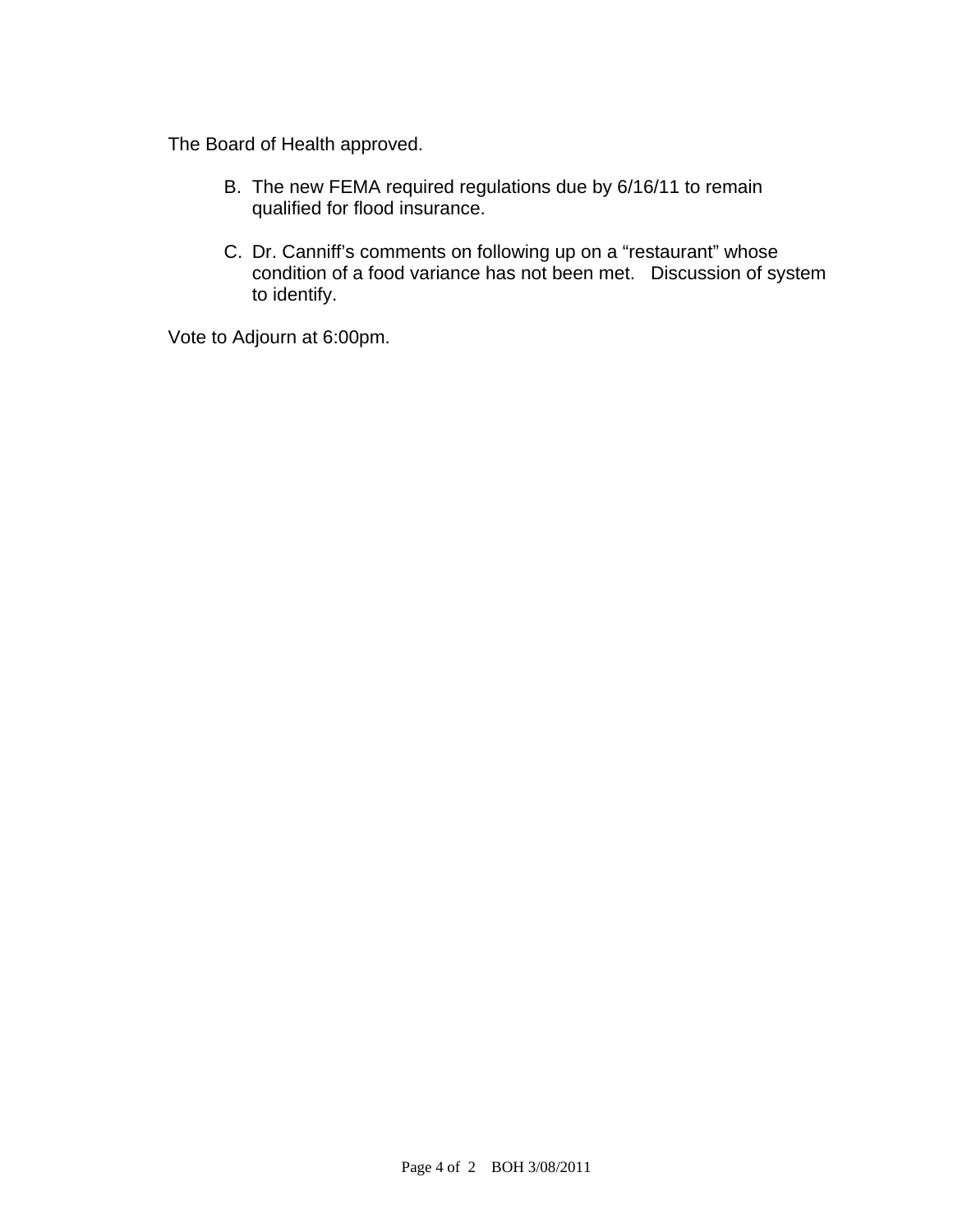The Board of Health approved.

B. The new FEMA required regulations due by 6/16/11 to remain qualified for flood insurance.

C. Dr. Canniff's comments on following up on a "restaurant" whose condition of a food variance has not been met. Discussion of system to identify.

Vote to Adjourn at 6:00pm.